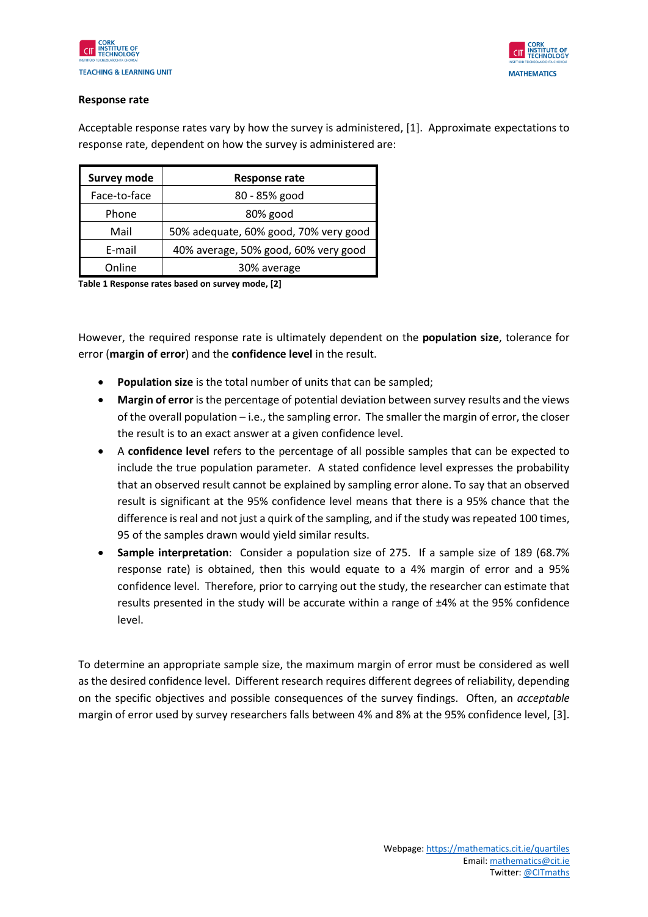**Response rate**

Acceptable response rates vary by how the survey is administered, [1]. Approximate expectations to response rate, dependent on how the survey is administered are:

| Survey mode | Response rate |
|---|---|
| Face-to-face | 80 - 85% good |
| Phone | 80% good |
| Mail | 50% adequate, 60% good, 70% very good |
| E-mail | 40% average, 50% good, 60% very good |
| Online | 30% average |

**Table 1 Response rates based on survey mode, [2]**

However, the required response rate is ultimately dependent on the **population size**, tolerance for error (**margin of error**) and the **confidence level** in the result.

- **Population size** is the total number of units that can be sampled;
- **Margin of error** is the percentage of potential deviation between survey results and the views of the overall population – i.e., the sampling error. The smaller the margin of error, the closer the result is to an exact answer at a given confidence level.
- A **confidence level** refers to the percentage of all possible samples that can be expected to include the true population parameter. A stated confidence level expresses the probability that an observed result cannot be explained by sampling error alone. To say that an observed result is significant at the 95% confidence level means that there is a 95% chance that the difference is real and not just a quirk of the sampling, and if the study was repeated 100 times, 95 of the samples drawn would yield similar results.
- **Sample interpretation**: Consider a population size of 275. If a sample size of 189 (68.7% response rate) is obtained, then this would equate to a 4% margin of error and a 95% confidence level. Therefore, prior to carrying out the study, the researcher can estimate that results presented in the study will be accurate within a range of ±4% at the 95% confidence level.

To determine an appropriate sample size, the maximum margin of error must be considered as well as the desired confidence level. Different research requires different degrees of reliability, depending on the specific objectives and possible consequences of the survey findings. Often, an *acceptable* margin of error used by survey researchers falls between 4% and 8% at the 95% confidence level, [3].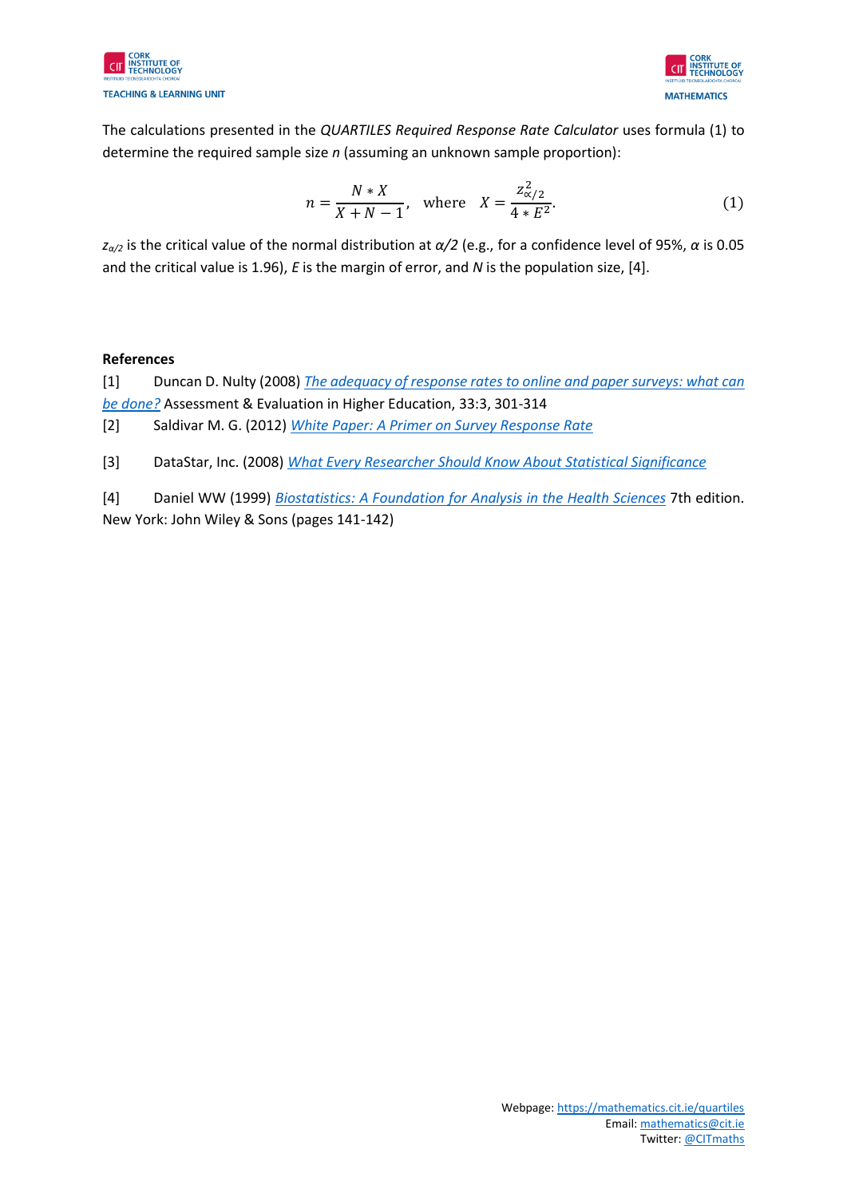The calculations presented in the *QUARTILES Required Response Rate Calculator* uses formula (1) to determine the required sample size $n$ (assuming an unknown sample proportion):

$$n = \frac{N * X}{X + N - 1}, \quad \text{where} \quad X = \frac{z_{\alpha/2}^2}{4 * E^2}. \tag{1}$$

$z_{\alpha/2}$ is the critical value of the normal distribution at $\alpha/2$ (e.g., for a confidence level of 95%, $\alpha$ is 0.05 and the critical value is 1.96), $E$ is the margin of error, and $N$ is the population size, [4].

**References**

[1] Duncan D. Nulty (2008) *The adequacy of response rates to online and paper surveys: what can be done?* Assessment & Evaluation in Higher Education, 33:3, 301-314

[2] Saldivar M. G. (2012) *White Paper: A Primer on Survey Response Rate*

[3] DataStar, Inc. (2008) *What Every Researcher Should Know About Statistical Significance*

[4] Daniel WW (1999) *Biostatistics: A Foundation for Analysis in the Health Sciences* 7th edition. New York: John Wiley & Sons (pages 141-142)

Webpage: https://mathematics.cit.ie/quartiles
Email: mathematics@cit.ie
Twitter: @CITmaths